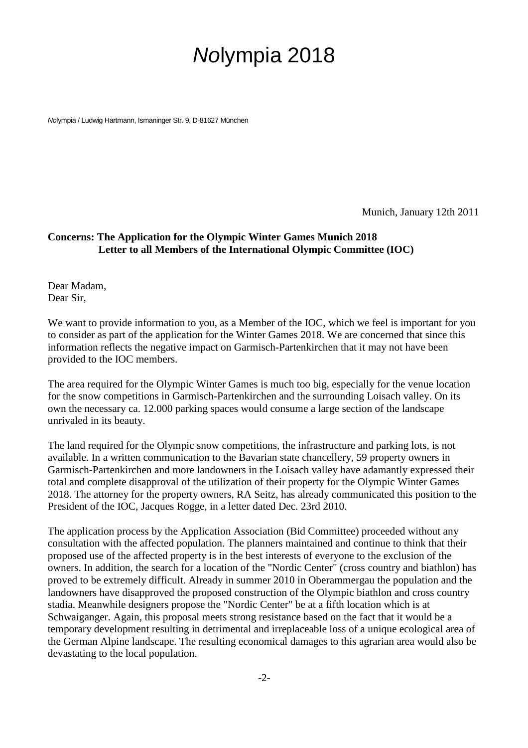# *No*lympia 2018

*No*lympia / Ludwig Hartmann, Ismaninger Str. 9, D-81627 München

Munich, January 12th 2011

**Concerns: The Application for the Olympic Winter Games Munich 2018**
**Letter to all Members of the International Olympic Committee (IOC)**

Dear Madam,
Dear Sir,

We want to provide information to you, as a Member of the IOC, which we feel is important for you to consider as part of the application for the Winter Games 2018. We are concerned that since this information reflects the negative impact on Garmisch-Partenkirchen that it may not have been provided to the IOC members.

The area required for the Olympic Winter Games is much too big, especially for the venue location for the snow competitions in Garmisch-Partenkirchen and the surrounding Loisach valley. On its own the necessary ca. 12.000 parking spaces would consume a large section of the landscape unrivaled in its beauty.

The land required for the Olympic snow competitions, the infrastructure and parking lots, is not available. In a written communication to the Bavarian state chancellery, 59 property owners in Garmisch-Partenkirchen and more landowners in the Loisach valley have adamantly expressed their total and complete disapproval of the utilization of their property for the Olympic Winter Games 2018. The attorney for the property owners, RA Seitz, has already communicated this position to the President of the IOC, Jacques Rogge, in a letter dated Dec. 23rd 2010.

The application process by the Application Association (Bid Committee) proceeded without any consultation with the affected population. The planners maintained and continue to think that their proposed use of the affected property is in the best interests of everyone to the exclusion of the owners. In addition, the search for a location of the "Nordic Center" (cross country and biathlon) has proved to be extremely difficult. Already in summer 2010 in Oberammergau the population and the landowners have disapproved the proposed construction of the Olympic biathlon and cross country stadia. Meanwhile designers propose the "Nordic Center" be at a fifth location which is at Schwaiganger. Again, this proposal meets strong resistance based on the fact that it would be a temporary development resulting in detrimental and irreplaceable loss of a unique ecological area of the German Alpine landscape. The resulting economical damages to this agrarian area would also be devastating to the local population.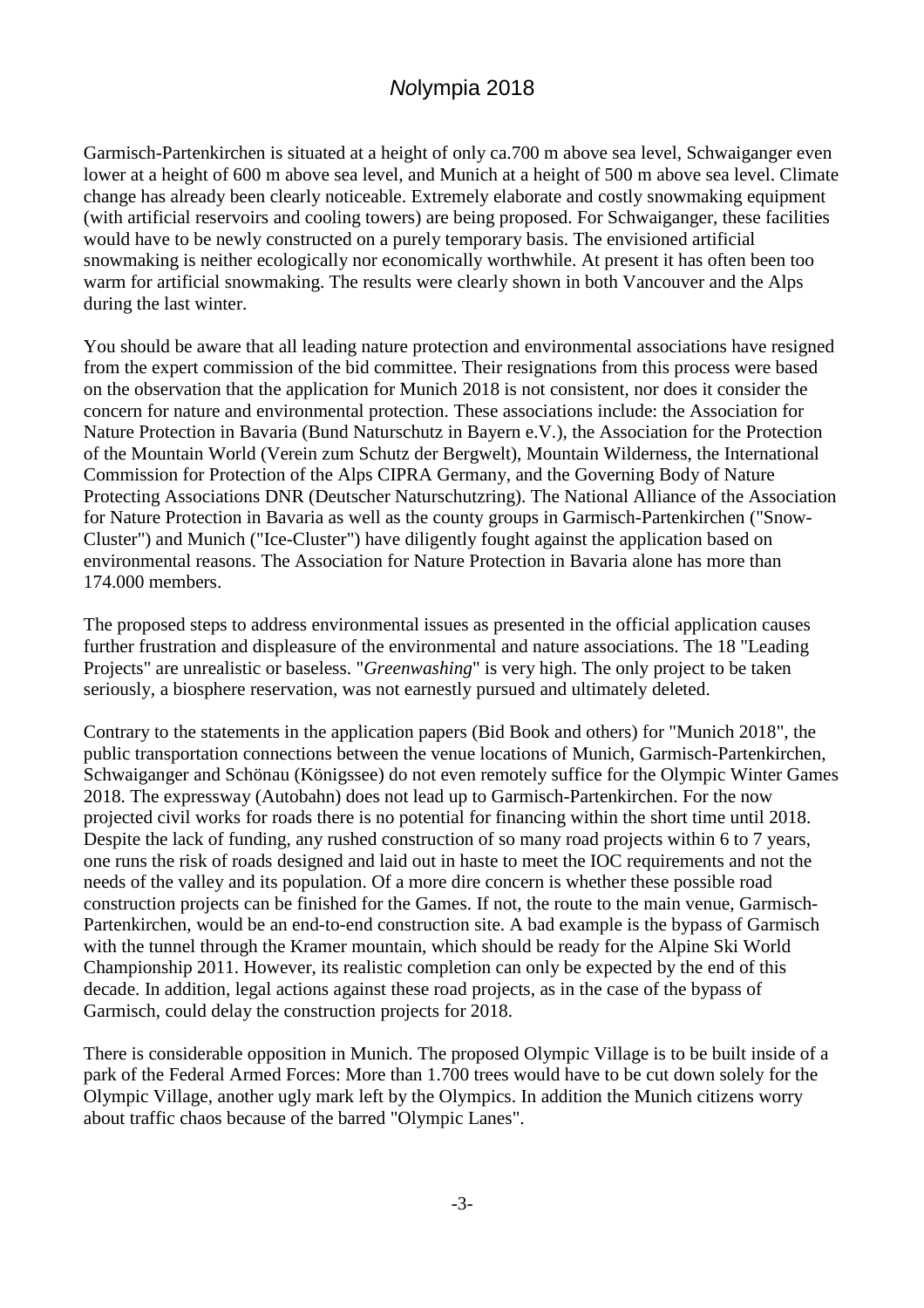# *No*lympia 2018

Garmisch-Partenkirchen is situated at a height of only ca.700 m above sea level, Schwaiganger even lower at a height of 600 m above sea level, and Munich at a height of 500 m above sea level. Climate change has already been clearly noticeable. Extremely elaborate and costly snowmaking equipment (with artificial reservoirs and cooling towers) are being proposed. For Schwaiganger, these facilities would have to be newly constructed on a purely temporary basis. The envisioned artificial snowmaking is neither ecologically nor economically worthwhile. At present it has often been too warm for artificial snowmaking. The results were clearly shown in both Vancouver and the Alps during the last winter.

You should be aware that all leading nature protection and environmental associations have resigned from the expert commission of the bid committee. Their resignations from this process were based on the observation that the application for Munich 2018 is not consistent, nor does it consider the concern for nature and environmental protection. These associations include: the Association for Nature Protection in Bavaria (Bund Naturschutz in Bayern e.V.), the Association for the Protection of the Mountain World (Verein zum Schutz der Bergwelt), Mountain Wilderness, the International Commission for Protection of the Alps CIPRA Germany, and the Governing Body of Nature Protecting Associations DNR (Deutscher Naturschutzring). The National Alliance of the Association for Nature Protection in Bavaria as well as the county groups in Garmisch-Partenkirchen ("Snow-Cluster") and Munich ("Ice-Cluster") have diligently fought against the application based on environmental reasons. The Association for Nature Protection in Bavaria alone has more than 174.000 members.

The proposed steps to address environmental issues as presented in the official application causes further frustration and displeasure of the environmental and nature associations. The 18 "Leading Projects" are unrealistic or baseless. "*Greenwashing*" is very high. The only project to be taken seriously, a biosphere reservation, was not earnestly pursued and ultimately deleted.

Contrary to the statements in the application papers (Bid Book and others) for "Munich 2018", the public transportation connections between the venue locations of Munich, Garmisch-Partenkirchen, Schwaiganger and Schönau (Königssee) do not even remotely suffice for the Olympic Winter Games 2018. The expressway (Autobahn) does not lead up to Garmisch-Partenkirchen. For the now projected civil works for roads there is no potential for financing within the short time until 2018. Despite the lack of funding, any rushed construction of so many road projects within 6 to 7 years, one runs the risk of roads designed and laid out in haste to meet the IOC requirements and not the needs of the valley and its population. Of a more dire concern is whether these possible road construction projects can be finished for the Games. If not, the route to the main venue, Garmisch-Partenkirchen, would be an end-to-end construction site. A bad example is the bypass of Garmisch with the tunnel through the Kramer mountain, which should be ready for the Alpine Ski World Championship 2011. However, its realistic completion can only be expected by the end of this decade. In addition, legal actions against these road projects, as in the case of the bypass of Garmisch, could delay the construction projects for 2018.

There is considerable opposition in Munich. The proposed Olympic Village is to be built inside of a park of the Federal Armed Forces: More than 1.700 trees would have to be cut down solely for the Olympic Village, another ugly mark left by the Olympics. In addition the Munich citizens worry about traffic chaos because of the barred "Olympic Lanes".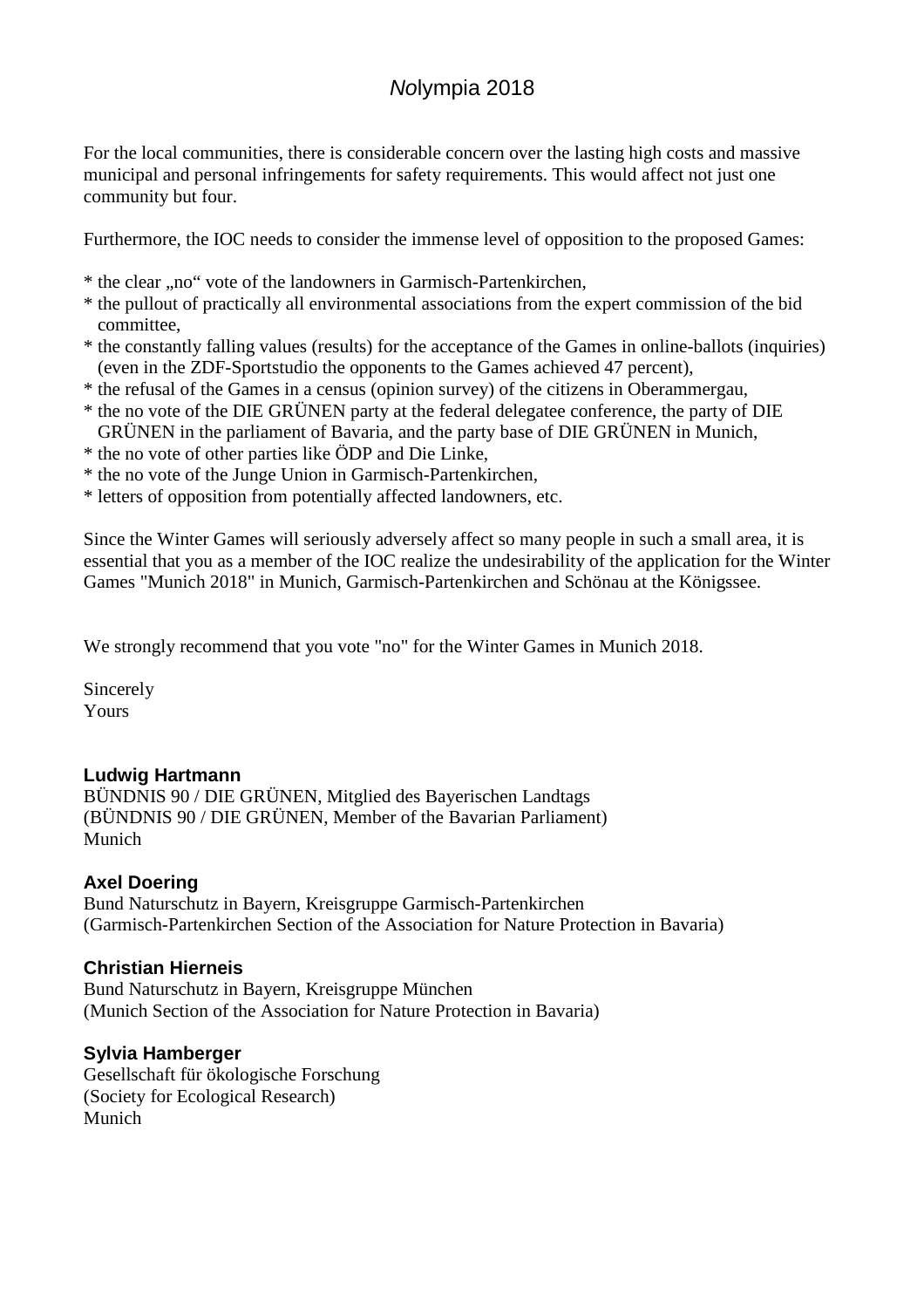# *No*lympia 2018

For the local communities, there is considerable concern over the lasting high costs and massive municipal and personal infringements for safety requirements. This would affect not just one community but four.

Furthermore, the IOC needs to consider the immense level of opposition to the proposed Games:

* the clear „no“ vote of the landowners in Garmisch-Partenkirchen,
* the pullout of practically all environmental associations from the expert commission of the bid committee,
* the constantly falling values (results) for the acceptance of the Games in online-ballots (inquiries) (even in the ZDF-Sportstudio the opponents to the Games achieved 47 percent),
* the refusal of the Games in a census (opinion survey) of the citizens in Oberammergau,
* the no vote of the DIE GRÜNEN party at the federal delegatee conference, the party of DIE GRÜNEN in the parliament of Bavaria, and the party base of DIE GRÜNEN in Munich,
* the no vote of other parties like ÖDP and Die Linke,
* the no vote of the Junge Union in Garmisch-Partenkirchen,
* letters of opposition from potentially affected landowners, etc.

Since the Winter Games will seriously adversely affect so many people in such a small area, it is essential that you as a member of the IOC realize the undesirability of the application for the Winter Games "Munich 2018" in Munich, Garmisch-Partenkirchen and Schönau at the Königssee.

We strongly recommend that you vote "no" for the Winter Games in Munich 2018.

Sincerely
Yours

**Ludwig Hartmann**
BÜNDNIS 90 / DIE GRÜNEN, Mitglied des Bayerischen Landtags
(BÜNDNIS 90 / DIE GRÜNEN, Member of the Bavarian Parliament)
Munich

**Axel Doering**
Bund Naturschutz in Bayern, Kreisgruppe Garmisch-Partenkirchen
(Garmisch-Partenkirchen Section of the Association for Nature Protection in Bavaria)

**Christian Hierneis**
Bund Naturschutz in Bayern, Kreisgruppe München
(Munich Section of the Association for Nature Protection in Bavaria)

**Sylvia Hamberger**
Gesellschaft für ökologische Forschung
(Society for Ecological Research)
Munich